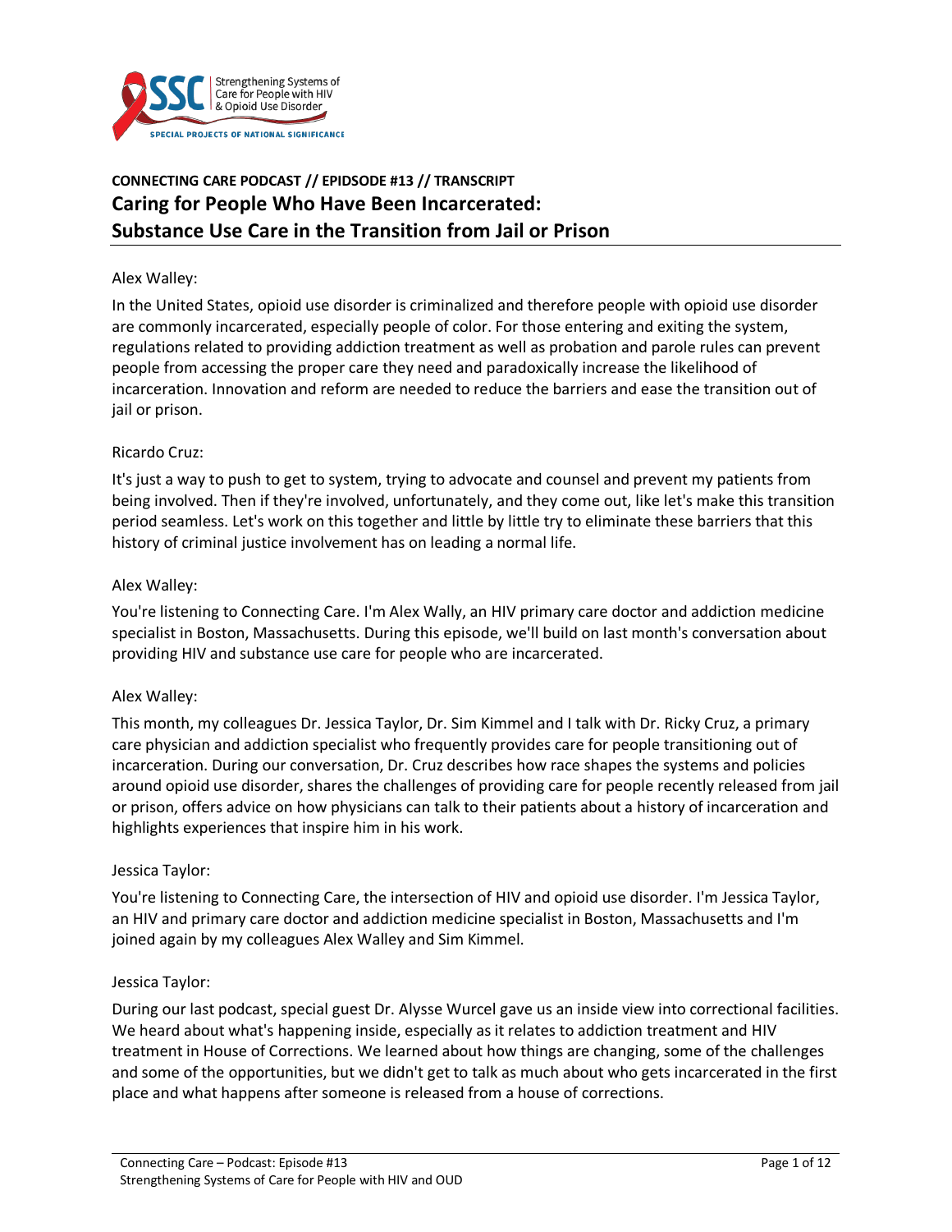Strengthening Systems of Care for People with HIV & Opioid Use Disorder

SPECIAL PROJECTS OF NATIONAL SIGNIFICANCE

**CONNECTING CARE PODCAST // EPIDSODE #13 // TRANSCRIPT**

# Caring for People Who Have Been Incarcerated: Substance Use Care in the Transition from Jail or Prison

Alex Walley:

In the United States, opioid use disorder is criminalized and therefore people with opioid use disorder are commonly incarcerated, especially people of color. For those entering and exiting the system, regulations related to providing addiction treatment as well as probation and parole rules can prevent people from accessing the proper care they need and paradoxically increase the likelihood of incarceration. Innovation and reform are needed to reduce the barriers and ease the transition out of jail or prison.

Ricardo Cruz:

It's just a way to push to get to system, trying to advocate and counsel and prevent my patients from being involved. Then if they're involved, unfortunately, and they come out, like let's make this transition period seamless. Let's work on this together and little by little try to eliminate these barriers that this history of criminal justice involvement has on leading a normal life.

Alex Walley:

You're listening to Connecting Care. I'm Alex Wally, an HIV primary care doctor and addiction medicine specialist in Boston, Massachusetts. During this episode, we'll build on last month's conversation about providing HIV and substance use care for people who are incarcerated.

Alex Walley:

This month, my colleagues Dr. Jessica Taylor, Dr. Sim Kimmel and I talk with Dr. Ricky Cruz, a primary care physician and addiction specialist who frequently provides care for people transitioning out of incarceration. During our conversation, Dr. Cruz describes how race shapes the systems and policies around opioid use disorder, shares the challenges of providing care for people recently released from jail or prison, offers advice on how physicians can talk to their patients about a history of incarceration and highlights experiences that inspire him in his work.

Jessica Taylor:

You're listening to Connecting Care, the intersection of HIV and opioid use disorder. I'm Jessica Taylor, an HIV and primary care doctor and addiction medicine specialist in Boston, Massachusetts and I'm joined again by my colleagues Alex Walley and Sim Kimmel.

Jessica Taylor:

During our last podcast, special guest Dr. Alysse Wurcel gave us an inside view into correctional facilities. We heard about what's happening inside, especially as it relates to addiction treatment and HIV treatment in House of Corrections. We learned about how things are changing, some of the challenges and some of the opportunities, but we didn't get to talk as much about who gets incarcerated in the first place and what happens after someone is released from a house of corrections.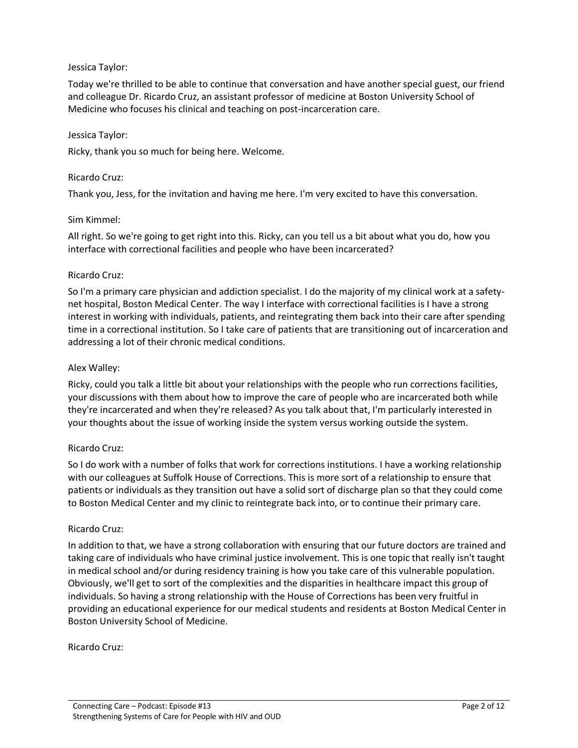Jessica Taylor:

Today we're thrilled to be able to continue that conversation and have another special guest, our friend and colleague Dr. Ricardo Cruz, an assistant professor of medicine at Boston University School of Medicine who focuses his clinical and teaching on post-incarceration care.

Jessica Taylor:

Ricky, thank you so much for being here. Welcome.

Ricardo Cruz:

Thank you, Jess, for the invitation and having me here. I'm very excited to have this conversation.

Sim Kimmel:

All right. So we're going to get right into this. Ricky, can you tell us a bit about what you do, how you interface with correctional facilities and people who have been incarcerated?

Ricardo Cruz:

So I'm a primary care physician and addiction specialist. I do the majority of my clinical work at a safety-net hospital, Boston Medical Center. The way I interface with correctional facilities is I have a strong interest in working with individuals, patients, and reintegrating them back into their care after spending time in a correctional institution. So I take care of patients that are transitioning out of incarceration and addressing a lot of their chronic medical conditions.

Alex Walley:

Ricky, could you talk a little bit about your relationships with the people who run corrections facilities, your discussions with them about how to improve the care of people who are incarcerated both while they're incarcerated and when they're released? As you talk about that, I'm particularly interested in your thoughts about the issue of working inside the system versus working outside the system.

Ricardo Cruz:

So I do work with a number of folks that work for corrections institutions. I have a working relationship with our colleagues at Suffolk House of Corrections. This is more sort of a relationship to ensure that patients or individuals as they transition out have a solid sort of discharge plan so that they could come to Boston Medical Center and my clinic to reintegrate back into, or to continue their primary care.

Ricardo Cruz:

In addition to that, we have a strong collaboration with ensuring that our future doctors are trained and taking care of individuals who have criminal justice involvement. This is one topic that really isn't taught in medical school and/or during residency training is how you take care of this vulnerable population. Obviously, we'll get to sort of the complexities and the disparities in healthcare impact this group of individuals. So having a strong relationship with the House of Corrections has been very fruitful in providing an educational experience for our medical students and residents at Boston Medical Center in Boston University School of Medicine.

Ricardo Cruz: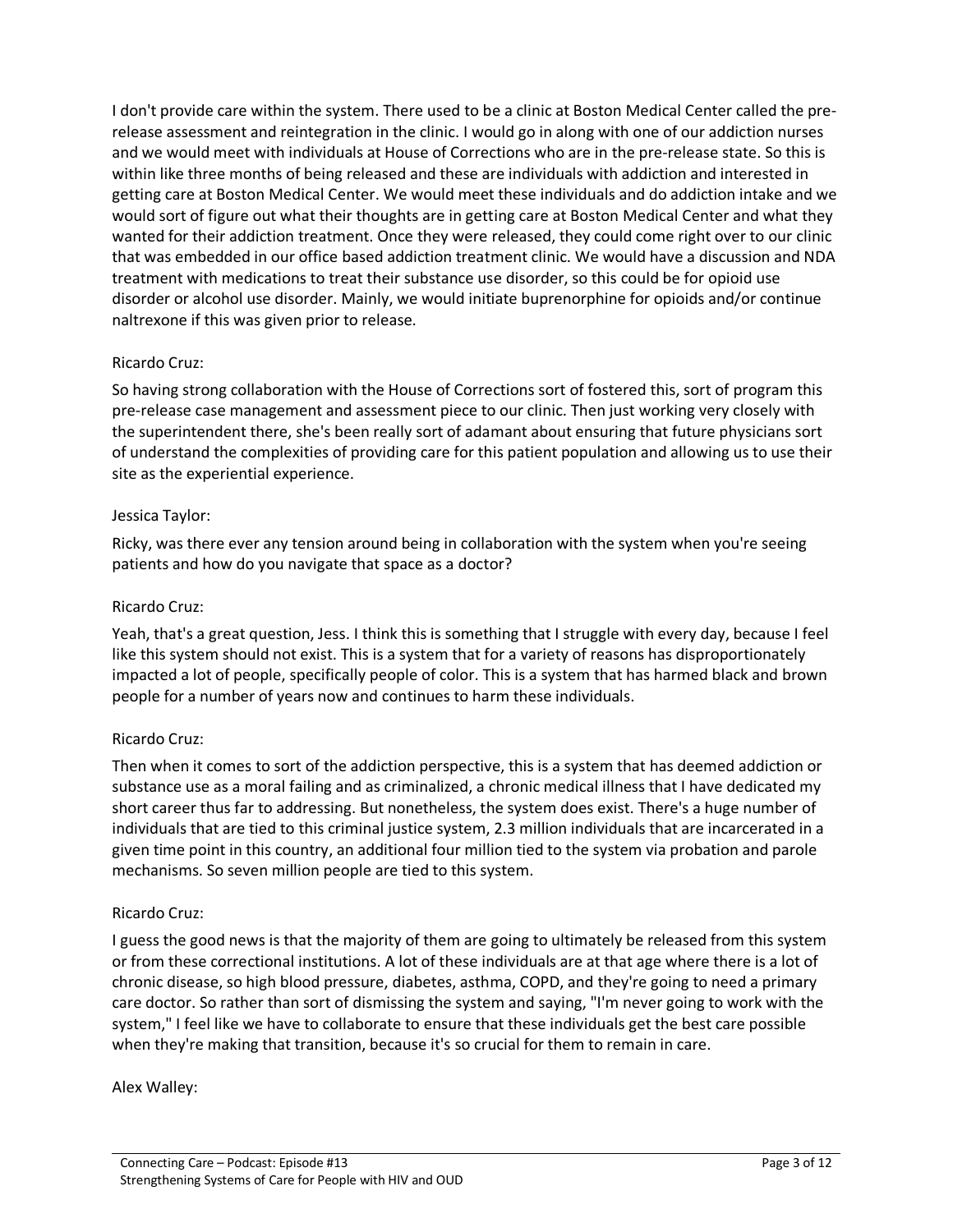I don't provide care within the system. There used to be a clinic at Boston Medical Center called the pre-release assessment and reintegration in the clinic. I would go in along with one of our addiction nurses and we would meet with individuals at House of Corrections who are in the pre-release state. So this is within like three months of being released and these are individuals with addiction and interested in getting care at Boston Medical Center. We would meet these individuals and do addiction intake and we would sort of figure out what their thoughts are in getting care at Boston Medical Center and what they wanted for their addiction treatment. Once they were released, they could come right over to our clinic that was embedded in our office based addiction treatment clinic. We would have a discussion and NDA treatment with medications to treat their substance use disorder, so this could be for opioid use disorder or alcohol use disorder. Mainly, we would initiate buprenorphine for opioids and/or continue naltrexone if this was given prior to release.

Ricardo Cruz:

So having strong collaboration with the House of Corrections sort of fostered this, sort of program this pre-release case management and assessment piece to our clinic. Then just working very closely with the superintendent there, she's been really sort of adamant about ensuring that future physicians sort of understand the complexities of providing care for this patient population and allowing us to use their site as the experiential experience.

Jessica Taylor:

Ricky, was there ever any tension around being in collaboration with the system when you're seeing patients and how do you navigate that space as a doctor?

Ricardo Cruz:

Yeah, that's a great question, Jess. I think this is something that I struggle with every day, because I feel like this system should not exist. This is a system that for a variety of reasons has disproportionately impacted a lot of people, specifically people of color. This is a system that has harmed black and brown people for a number of years now and continues to harm these individuals.

Ricardo Cruz:

Then when it comes to sort of the addiction perspective, this is a system that has deemed addiction or substance use as a moral failing and as criminalized, a chronic medical illness that I have dedicated my short career thus far to addressing. But nonetheless, the system does exist. There's a huge number of individuals that are tied to this criminal justice system, 2.3 million individuals that are incarcerated in a given time point in this country, an additional four million tied to the system via probation and parole mechanisms. So seven million people are tied to this system.

Ricardo Cruz:

I guess the good news is that the majority of them are going to ultimately be released from this system or from these correctional institutions. A lot of these individuals are at that age where there is a lot of chronic disease, so high blood pressure, diabetes, asthma, COPD, and they're going to need a primary care doctor. So rather than sort of dismissing the system and saying, "I'm never going to work with the system," I feel like we have to collaborate to ensure that these individuals get the best care possible when they're making that transition, because it's so crucial for them to remain in care.

Alex Walley: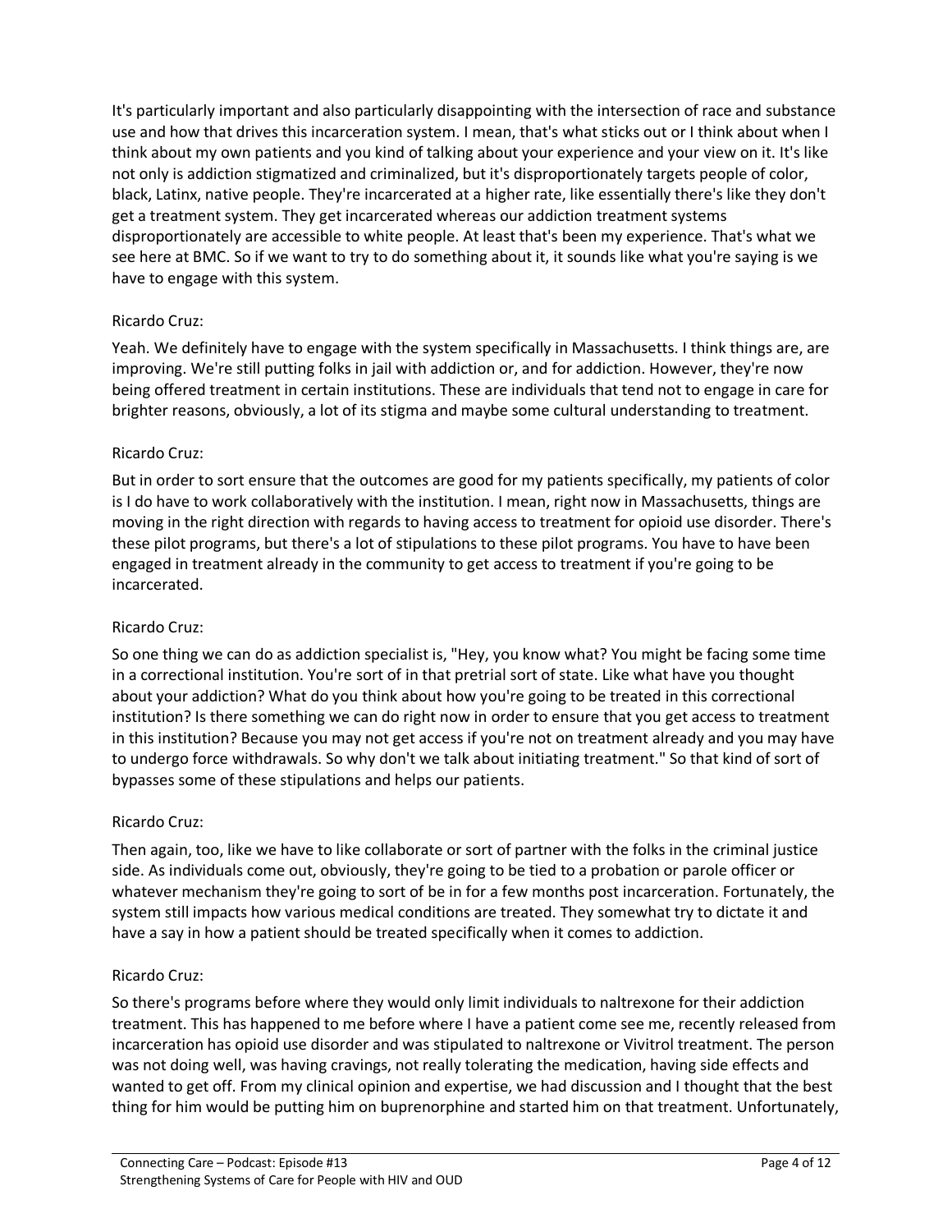It's particularly important and also particularly disappointing with the intersection of race and substance use and how that drives this incarceration system. I mean, that's what sticks out or I think about when I think about my own patients and you kind of talking about your experience and your view on it. It's like not only is addiction stigmatized and criminalized, but it's disproportionately targets people of color, black, Latinx, native people. They're incarcerated at a higher rate, like essentially there's like they don't get a treatment system. They get incarcerated whereas our addiction treatment systems disproportionately are accessible to white people. At least that's been my experience. That's what we see here at BMC. So if we want to try to do something about it, it sounds like what you're saying is we have to engage with this system.

Ricardo Cruz:

Yeah. We definitely have to engage with the system specifically in Massachusetts. I think things are, are improving. We're still putting folks in jail with addiction or, and for addiction. However, they're now being offered treatment in certain institutions. These are individuals that tend not to engage in care for brighter reasons, obviously, a lot of its stigma and maybe some cultural understanding to treatment.

Ricardo Cruz:

But in order to sort ensure that the outcomes are good for my patients specifically, my patients of color is I do have to work collaboratively with the institution. I mean, right now in Massachusetts, things are moving in the right direction with regards to having access to treatment for opioid use disorder. There's these pilot programs, but there's a lot of stipulations to these pilot programs. You have to have been engaged in treatment already in the community to get access to treatment if you're going to be incarcerated.

Ricardo Cruz:

So one thing we can do as addiction specialist is, "Hey, you know what? You might be facing some time in a correctional institution. You're sort of in that pretrial sort of state. Like what have you thought about your addiction? What do you think about how you're going to be treated in this correctional institution? Is there something we can do right now in order to ensure that you get access to treatment in this institution? Because you may not get access if you're not on treatment already and you may have to undergo force withdrawals. So why don't we talk about initiating treatment." So that kind of sort of bypasses some of these stipulations and helps our patients.

Ricardo Cruz:

Then again, too, like we have to like collaborate or sort of partner with the folks in the criminal justice side. As individuals come out, obviously, they're going to be tied to a probation or parole officer or whatever mechanism they're going to sort of be in for a few months post incarceration. Fortunately, the system still impacts how various medical conditions are treated. They somewhat try to dictate it and have a say in how a patient should be treated specifically when it comes to addiction.

Ricardo Cruz:

So there's programs before where they would only limit individuals to naltrexone for their addiction treatment. This has happened to me before where I have a patient come see me, recently released from incarceration has opioid use disorder and was stipulated to naltrexone or Vivitrol treatment. The person was not doing well, was having cravings, not really tolerating the medication, having side effects and wanted to get off. From my clinical opinion and expertise, we had discussion and I thought that the best thing for him would be putting him on buprenorphine and started him on that treatment. Unfortunately,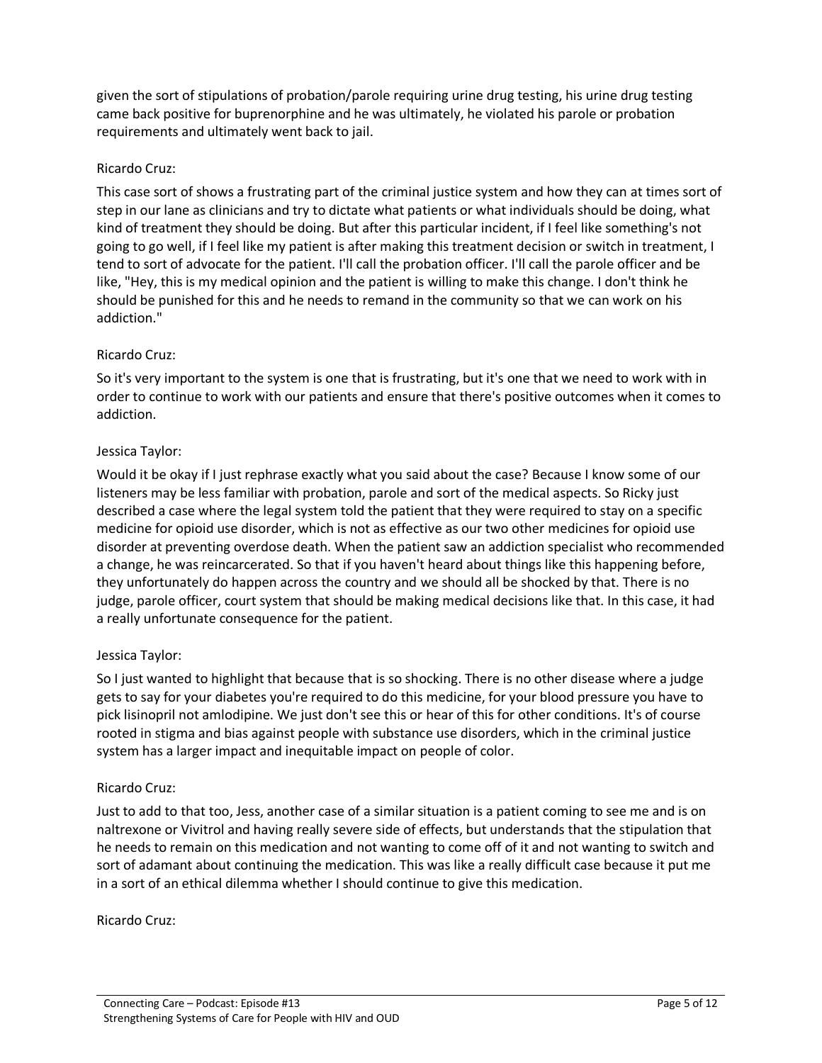given the sort of stipulations of probation/parole requiring urine drug testing, his urine drug testing came back positive for buprenorphine and he was ultimately, he violated his parole or probation requirements and ultimately went back to jail.

Ricardo Cruz:

This case sort of shows a frustrating part of the criminal justice system and how they can at times sort of step in our lane as clinicians and try to dictate what patients or what individuals should be doing, what kind of treatment they should be doing. But after this particular incident, if I feel like something's not going to go well, if I feel like my patient is after making this treatment decision or switch in treatment, I tend to sort of advocate for the patient. I'll call the probation officer. I'll call the parole officer and be like, "Hey, this is my medical opinion and the patient is willing to make this change. I don't think he should be punished for this and he needs to remand in the community so that we can work on his addiction."

Ricardo Cruz:

So it's very important to the system is one that is frustrating, but it's one that we need to work with in order to continue to work with our patients and ensure that there's positive outcomes when it comes to addiction.

Jessica Taylor:

Would it be okay if I just rephrase exactly what you said about the case? Because I know some of our listeners may be less familiar with probation, parole and sort of the medical aspects. So Ricky just described a case where the legal system told the patient that they were required to stay on a specific medicine for opioid use disorder, which is not as effective as our two other medicines for opioid use disorder at preventing overdose death. When the patient saw an addiction specialist who recommended a change, he was reincarcerated. So that if you haven't heard about things like this happening before, they unfortunately do happen across the country and we should all be shocked by that. There is no judge, parole officer, court system that should be making medical decisions like that. In this case, it had a really unfortunate consequence for the patient.

Jessica Taylor:

So I just wanted to highlight that because that is so shocking. There is no other disease where a judge gets to say for your diabetes you're required to do this medicine, for your blood pressure you have to pick lisinopril not amlodipine. We just don't see this or hear of this for other conditions. It's of course rooted in stigma and bias against people with substance use disorders, which in the criminal justice system has a larger impact and inequitable impact on people of color.

Ricardo Cruz:

Just to add to that too, Jess, another case of a similar situation is a patient coming to see me and is on naltrexone or Vivitrol and having really severe side of effects, but understands that the stipulation that he needs to remain on this medication and not wanting to come off of it and not wanting to switch and sort of adamant about continuing the medication. This was like a really difficult case because it put me in a sort of an ethical dilemma whether I should continue to give this medication.

Ricardo Cruz: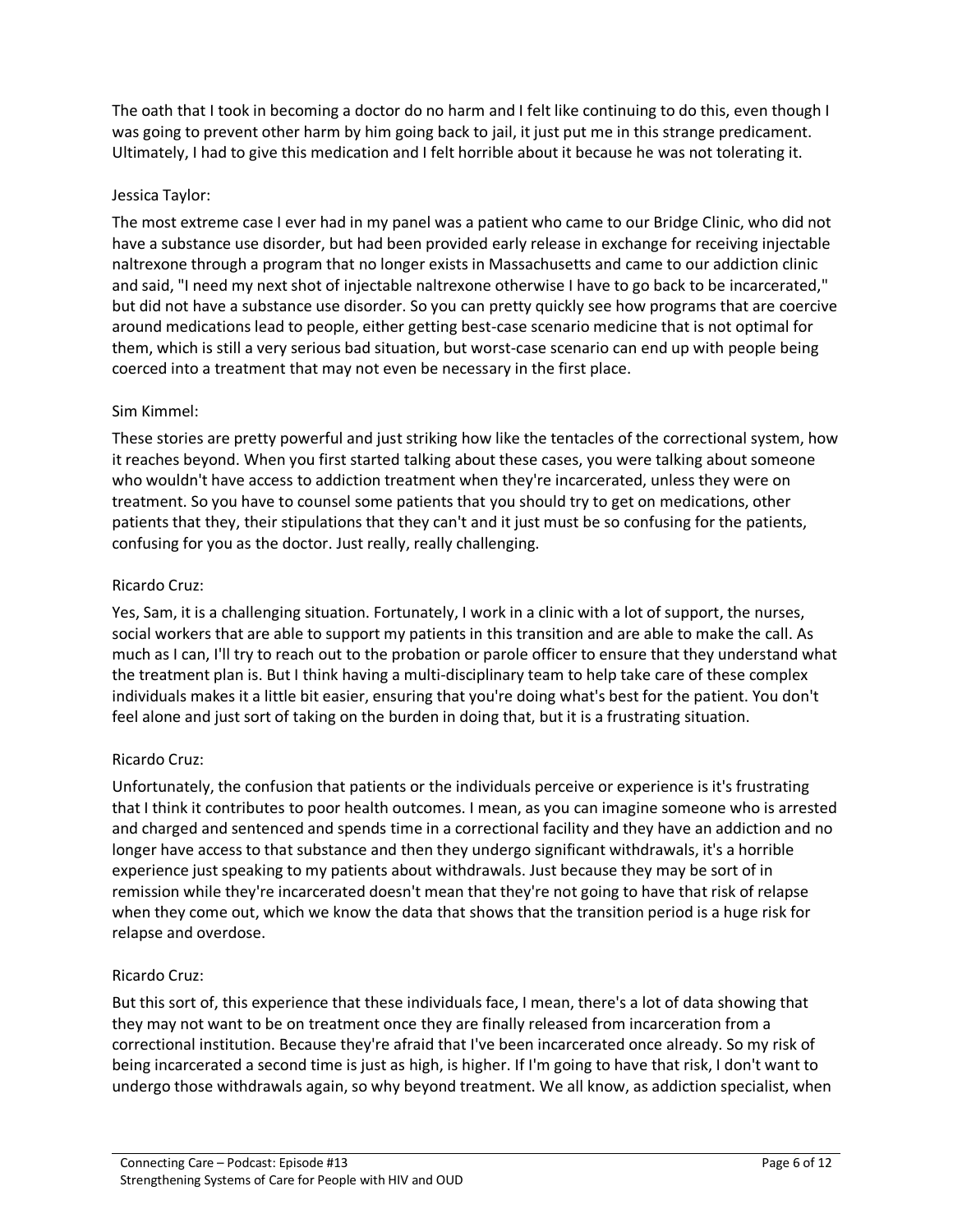The oath that I took in becoming a doctor do no harm and I felt like continuing to do this, even though I was going to prevent other harm by him going back to jail, it just put me in this strange predicament. Ultimately, I had to give this medication and I felt horrible about it because he was not tolerating it.

Jessica Taylor:

The most extreme case I ever had in my panel was a patient who came to our Bridge Clinic, who did not have a substance use disorder, but had been provided early release in exchange for receiving injectable naltrexone through a program that no longer exists in Massachusetts and came to our addiction clinic and said, "I need my next shot of injectable naltrexone otherwise I have to go back to be incarcerated," but did not have a substance use disorder. So you can pretty quickly see how programs that are coercive around medications lead to people, either getting best-case scenario medicine that is not optimal for them, which is still a very serious bad situation, but worst-case scenario can end up with people being coerced into a treatment that may not even be necessary in the first place.

Sim Kimmel:

These stories are pretty powerful and just striking how like the tentacles of the correctional system, how it reaches beyond. When you first started talking about these cases, you were talking about someone who wouldn't have access to addiction treatment when they're incarcerated, unless they were on treatment. So you have to counsel some patients that you should try to get on medications, other patients that they, their stipulations that they can't and it just must be so confusing for the patients, confusing for you as the doctor. Just really, really challenging.

Ricardo Cruz:

Yes, Sam, it is a challenging situation. Fortunately, I work in a clinic with a lot of support, the nurses, social workers that are able to support my patients in this transition and are able to make the call. As much as I can, I'll try to reach out to the probation or parole officer to ensure that they understand what the treatment plan is. But I think having a multi-disciplinary team to help take care of these complex individuals makes it a little bit easier, ensuring that you're doing what's best for the patient. You don't feel alone and just sort of taking on the burden in doing that, but it is a frustrating situation.

Ricardo Cruz:

Unfortunately, the confusion that patients or the individuals perceive or experience is it's frustrating that I think it contributes to poor health outcomes. I mean, as you can imagine someone who is arrested and charged and sentenced and spends time in a correctional facility and they have an addiction and no longer have access to that substance and then they undergo significant withdrawals, it's a horrible experience just speaking to my patients about withdrawals. Just because they may be sort of in remission while they're incarcerated doesn't mean that they're not going to have that risk of relapse when they come out, which we know the data that shows that the transition period is a huge risk for relapse and overdose.

Ricardo Cruz:

But this sort of, this experience that these individuals face, I mean, there's a lot of data showing that they may not want to be on treatment once they are finally released from incarceration from a correctional institution. Because they're afraid that I've been incarcerated once already. So my risk of being incarcerated a second time is just as high, is higher. If I'm going to have that risk, I don't want to undergo those withdrawals again, so why beyond treatment. We all know, as addiction specialist, when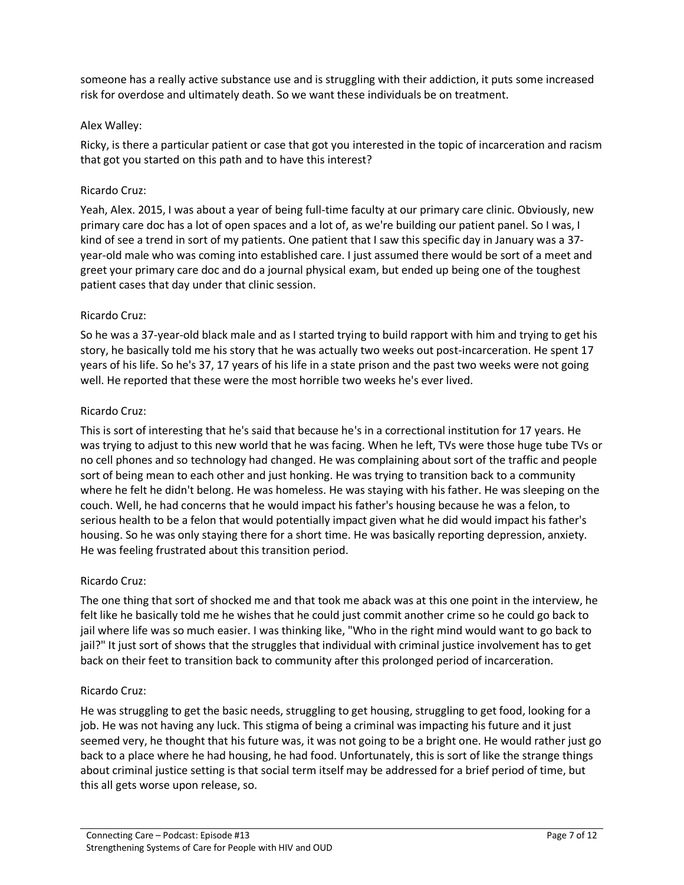someone has a really active substance use and is struggling with their addiction, it puts some increased risk for overdose and ultimately death. So we want these individuals be on treatment.

Alex Walley:

Ricky, is there a particular patient or case that got you interested in the topic of incarceration and racism that got you started on this path and to have this interest?

Ricardo Cruz:

Yeah, Alex. 2015, I was about a year of being full-time faculty at our primary care clinic. Obviously, new primary care doc has a lot of open spaces and a lot of, as we're building our patient panel. So I was, I kind of see a trend in sort of my patients. One patient that I saw this specific day in January was a 37-year-old male who was coming into established care. I just assumed there would be sort of a meet and greet your primary care doc and do a journal physical exam, but ended up being one of the toughest patient cases that day under that clinic session.

Ricardo Cruz:

So he was a 37-year-old black male and as I started trying to build rapport with him and trying to get his story, he basically told me his story that he was actually two weeks out post-incarceration. He spent 17 years of his life. So he's 37, 17 years of his life in a state prison and the past two weeks were not going well. He reported that these were the most horrible two weeks he's ever lived.

Ricardo Cruz:

This is sort of interesting that he's said that because he's in a correctional institution for 17 years. He was trying to adjust to this new world that he was facing. When he left, TVs were those huge tube TVs or no cell phones and so technology had changed. He was complaining about sort of the traffic and people sort of being mean to each other and just honking. He was trying to transition back to a community where he felt he didn't belong. He was homeless. He was staying with his father. He was sleeping on the couch. Well, he had concerns that he would impact his father's housing because he was a felon, to serious health to be a felon that would potentially impact given what he did would impact his father's housing. So he was only staying there for a short time. He was basically reporting depression, anxiety. He was feeling frustrated about this transition period.

Ricardo Cruz:

The one thing that sort of shocked me and that took me aback was at this one point in the interview, he felt like he basically told me he wishes that he could just commit another crime so he could go back to jail where life was so much easier. I was thinking like, "Who in the right mind would want to go back to jail?" It just sort of shows that the struggles that individual with criminal justice involvement has to get back on their feet to transition back to community after this prolonged period of incarceration.

Ricardo Cruz:

He was struggling to get the basic needs, struggling to get housing, struggling to get food, looking for a job. He was not having any luck. This stigma of being a criminal was impacting his future and it just seemed very, he thought that his future was, it was not going to be a bright one. He would rather just go back to a place where he had housing, he had food. Unfortunately, this is sort of like the strange things about criminal justice setting is that social term itself may be addressed for a brief period of time, but this all gets worse upon release, so.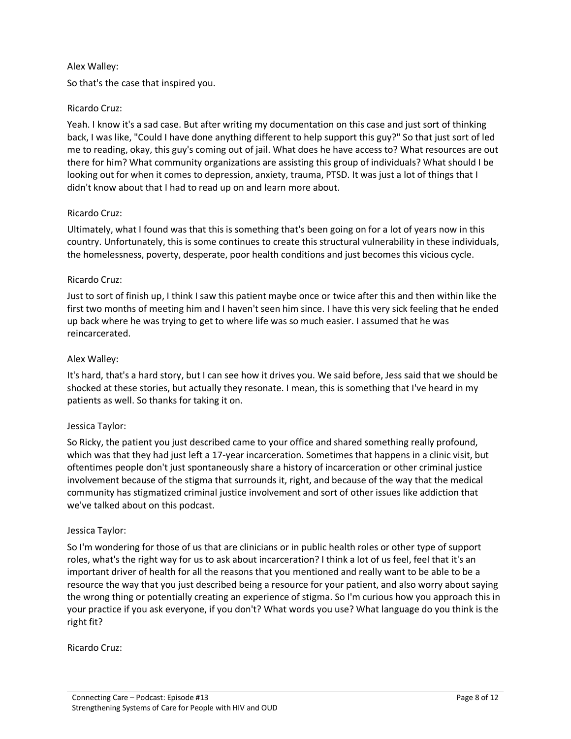Alex Walley:

So that's the case that inspired you.

Ricardo Cruz:

Yeah. I know it's a sad case. But after writing my documentation on this case and just sort of thinking back, I was like, "Could I have done anything different to help support this guy?" So that just sort of led me to reading, okay, this guy's coming out of jail. What does he have access to? What resources are out there for him? What community organizations are assisting this group of individuals? What should I be looking out for when it comes to depression, anxiety, trauma, PTSD. It was just a lot of things that I didn't know about that I had to read up on and learn more about.

Ricardo Cruz:

Ultimately, what I found was that this is something that's been going on for a lot of years now in this country. Unfortunately, this is some continues to create this structural vulnerability in these individuals, the homelessness, poverty, desperate, poor health conditions and just becomes this vicious cycle.

Ricardo Cruz:

Just to sort of finish up, I think I saw this patient maybe once or twice after this and then within like the first two months of meeting him and I haven't seen him since. I have this very sick feeling that he ended up back where he was trying to get to where life was so much easier. I assumed that he was reincarcerated.

Alex Walley:

It's hard, that's a hard story, but I can see how it drives you. We said before, Jess said that we should be shocked at these stories, but actually they resonate. I mean, this is something that I've heard in my patients as well. So thanks for taking it on.

Jessica Taylor:

So Ricky, the patient you just described came to your office and shared something really profound, which was that they had just left a 17-year incarceration. Sometimes that happens in a clinic visit, but oftentimes people don't just spontaneously share a history of incarceration or other criminal justice involvement because of the stigma that surrounds it, right, and because of the way that the medical community has stigmatized criminal justice involvement and sort of other issues like addiction that we've talked about on this podcast.

Jessica Taylor:

So I'm wondering for those of us that are clinicians or in public health roles or other type of support roles, what's the right way for us to ask about incarceration? I think a lot of us feel, feel that it's an important driver of health for all the reasons that you mentioned and really want to be able to be a resource the way that you just described being a resource for your patient, and also worry about saying the wrong thing or potentially creating an experience of stigma. So I'm curious how you approach this in your practice if you ask everyone, if you don't? What words you use? What language do you think is the right fit?

Ricardo Cruz: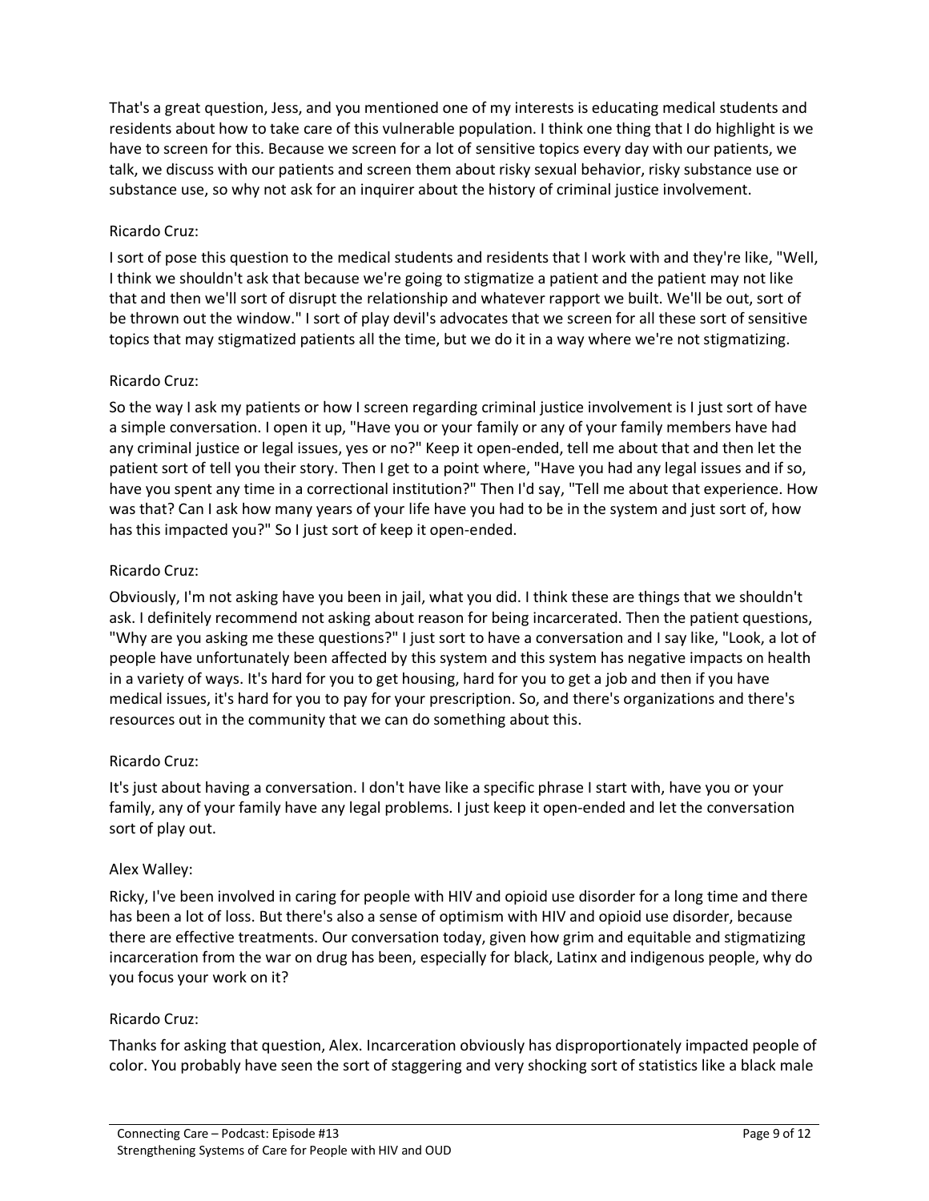That's a great question, Jess, and you mentioned one of my interests is educating medical students and residents about how to take care of this vulnerable population. I think one thing that I do highlight is we have to screen for this. Because we screen for a lot of sensitive topics every day with our patients, we talk, we discuss with our patients and screen them about risky sexual behavior, risky substance use or substance use, so why not ask for an inquirer about the history of criminal justice involvement.

Ricardo Cruz:

I sort of pose this question to the medical students and residents that I work with and they're like, "Well, I think we shouldn't ask that because we're going to stigmatize a patient and the patient may not like that and then we'll sort of disrupt the relationship and whatever rapport we built. We'll be out, sort of be thrown out the window." I sort of play devil's advocates that we screen for all these sort of sensitive topics that may stigmatized patients all the time, but we do it in a way where we're not stigmatizing.

Ricardo Cruz:

So the way I ask my patients or how I screen regarding criminal justice involvement is I just sort of have a simple conversation. I open it up, "Have you or your family or any of your family members have had any criminal justice or legal issues, yes or no?" Keep it open-ended, tell me about that and then let the patient sort of tell you their story. Then I get to a point where, "Have you had any legal issues and if so, have you spent any time in a correctional institution?" Then I'd say, "Tell me about that experience. How was that? Can I ask how many years of your life have you had to be in the system and just sort of, how has this impacted you?" So I just sort of keep it open-ended.

Ricardo Cruz:

Obviously, I'm not asking have you been in jail, what you did. I think these are things that we shouldn't ask. I definitely recommend not asking about reason for being incarcerated. Then the patient questions, "Why are you asking me these questions?" I just sort to have a conversation and I say like, "Look, a lot of people have unfortunately been affected by this system and this system has negative impacts on health in a variety of ways. It's hard for you to get housing, hard for you to get a job and then if you have medical issues, it's hard for you to pay for your prescription. So, and there's organizations and there's resources out in the community that we can do something about this.

Ricardo Cruz:

It's just about having a conversation. I don't have like a specific phrase I start with, have you or your family, any of your family have any legal problems. I just keep it open-ended and let the conversation sort of play out.

Alex Walley:

Ricky, I've been involved in caring for people with HIV and opioid use disorder for a long time and there has been a lot of loss. But there's also a sense of optimism with HIV and opioid use disorder, because there are effective treatments. Our conversation today, given how grim and equitable and stigmatizing incarceration from the war on drug has been, especially for black, Latinx and indigenous people, why do you focus your work on it?

Ricardo Cruz:

Thanks for asking that question, Alex. Incarceration obviously has disproportionately impacted people of color. You probably have seen the sort of staggering and very shocking sort of statistics like a black male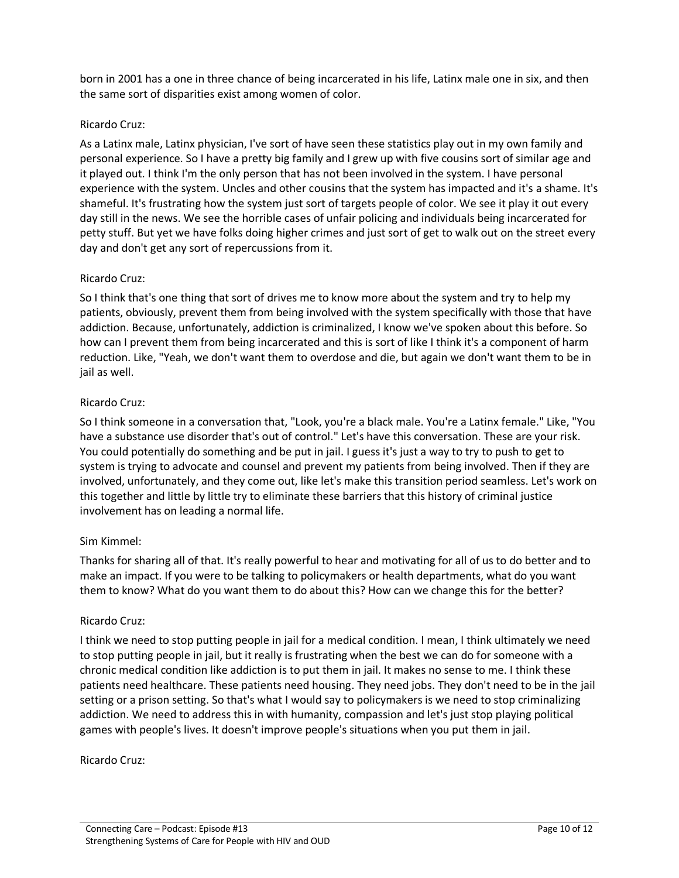born in 2001 has a one in three chance of being incarcerated in his life, Latinx male one in six, and then the same sort of disparities exist among women of color.

Ricardo Cruz:

As a Latinx male, Latinx physician, I've sort of have seen these statistics play out in my own family and personal experience. So I have a pretty big family and I grew up with five cousins sort of similar age and it played out. I think I'm the only person that has not been involved in the system. I have personal experience with the system. Uncles and other cousins that the system has impacted and it's a shame. It's shameful. It's frustrating how the system just sort of targets people of color. We see it play it out every day still in the news. We see the horrible cases of unfair policing and individuals being incarcerated for petty stuff. But yet we have folks doing higher crimes and just sort of get to walk out on the street every day and don't get any sort of repercussions from it.

Ricardo Cruz:

So I think that's one thing that sort of drives me to know more about the system and try to help my patients, obviously, prevent them from being involved with the system specifically with those that have addiction. Because, unfortunately, addiction is criminalized, I know we've spoken about this before. So how can I prevent them from being incarcerated and this is sort of like I think it's a component of harm reduction. Like, "Yeah, we don't want them to overdose and die, but again we don't want them to be in jail as well.

Ricardo Cruz:

So I think someone in a conversation that, "Look, you're a black male. You're a Latinx female." Like, "You have a substance use disorder that's out of control." Let's have this conversation. These are your risk. You could potentially do something and be put in jail. I guess it's just a way to try to push to get to system is trying to advocate and counsel and prevent my patients from being involved. Then if they are involved, unfortunately, and they come out, like let's make this transition period seamless. Let's work on this together and little by little try to eliminate these barriers that this history of criminal justice involvement has on leading a normal life.

Sim Kimmel:

Thanks for sharing all of that. It's really powerful to hear and motivating for all of us to do better and to make an impact. If you were to be talking to policymakers or health departments, what do you want them to know? What do you want them to do about this? How can we change this for the better?

Ricardo Cruz:

I think we need to stop putting people in jail for a medical condition. I mean, I think ultimately we need to stop putting people in jail, but it really is frustrating when the best we can do for someone with a chronic medical condition like addiction is to put them in jail. It makes no sense to me. I think these patients need healthcare. These patients need housing. They need jobs. They don't need to be in the jail setting or a prison setting. So that's what I would say to policymakers is we need to stop criminalizing addiction. We need to address this in with humanity, compassion and let's just stop playing political games with people's lives. It doesn't improve people's situations when you put them in jail.

Ricardo Cruz: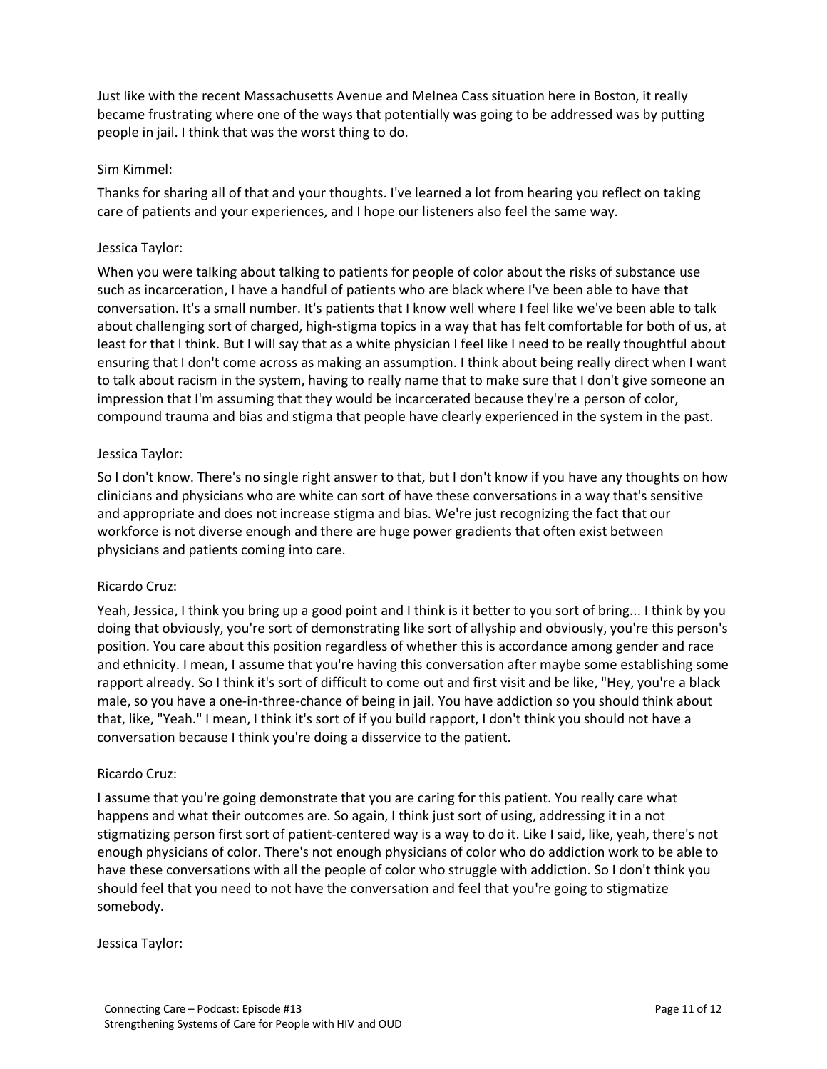Just like with the recent Massachusetts Avenue and Melnea Cass situation here in Boston, it really became frustrating where one of the ways that potentially was going to be addressed was by putting people in jail. I think that was the worst thing to do.

Sim Kimmel:

Thanks for sharing all of that and your thoughts. I've learned a lot from hearing you reflect on taking care of patients and your experiences, and I hope our listeners also feel the same way.

Jessica Taylor:

When you were talking about talking to patients for people of color about the risks of substance use such as incarceration, I have a handful of patients who are black where I've been able to have that conversation. It's a small number. It's patients that I know well where I feel like we've been able to talk about challenging sort of charged, high-stigma topics in a way that has felt comfortable for both of us, at least for that I think. But I will say that as a white physician I feel like I need to be really thoughtful about ensuring that I don't come across as making an assumption. I think about being really direct when I want to talk about racism in the system, having to really name that to make sure that I don't give someone an impression that I'm assuming that they would be incarcerated because they're a person of color, compound trauma and bias and stigma that people have clearly experienced in the system in the past.

Jessica Taylor:

So I don't know. There's no single right answer to that, but I don't know if you have any thoughts on how clinicians and physicians who are white can sort of have these conversations in a way that's sensitive and appropriate and does not increase stigma and bias. We're just recognizing the fact that our workforce is not diverse enough and there are huge power gradients that often exist between physicians and patients coming into care.

Ricardo Cruz:

Yeah, Jessica, I think you bring up a good point and I think is it better to you sort of bring... I think by you doing that obviously, you're sort of demonstrating like sort of allyship and obviously, you're this person's position. You care about this position regardless of whether this is accordance among gender and race and ethnicity. I mean, I assume that you're having this conversation after maybe some establishing some rapport already. So I think it's sort of difficult to come out and first visit and be like, "Hey, you're a black male, so you have a one-in-three-chance of being in jail. You have addiction so you should think about that, like, "Yeah." I mean, I think it's sort of if you build rapport, I don't think you should not have a conversation because I think you're doing a disservice to the patient.

Ricardo Cruz:

I assume that you're going demonstrate that you are caring for this patient. You really care what happens and what their outcomes are. So again, I think just sort of using, addressing it in a not stigmatizing person first sort of patient-centered way is a way to do it. Like I said, like, yeah, there's not enough physicians of color. There's not enough physicians of color who do addiction work to be able to have these conversations with all the people of color who struggle with addiction. So I don't think you should feel that you need to not have the conversation and feel that you're going to stigmatize somebody.

Jessica Taylor: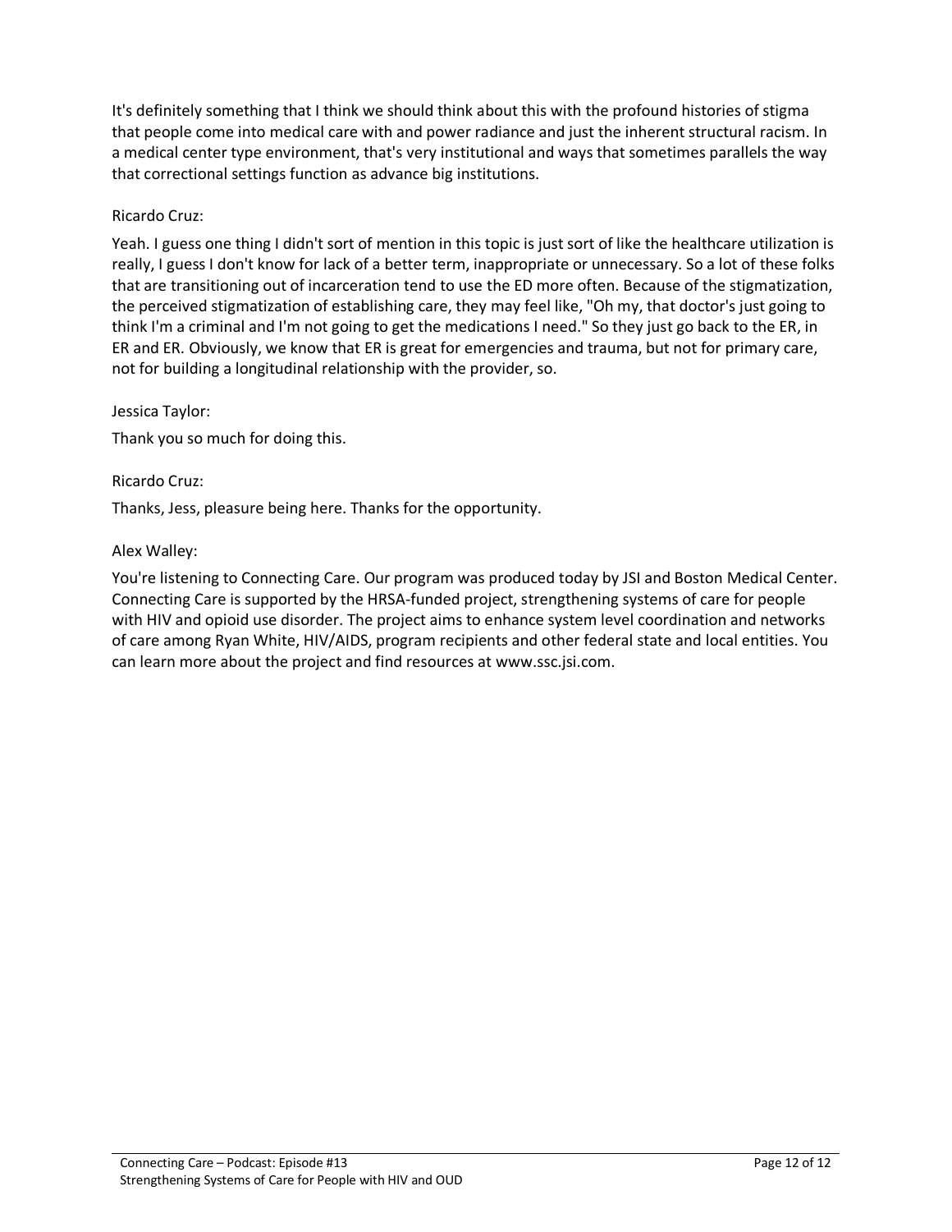It's definitely something that I think we should think about this with the profound histories of stigma that people come into medical care with and power radiance and just the inherent structural racism. In a medical center type environment, that's very institutional and ways that sometimes parallels the way that correctional settings function as advance big institutions.

Ricardo Cruz:

Yeah. I guess one thing I didn't sort of mention in this topic is just sort of like the healthcare utilization is really, I guess I don't know for lack of a better term, inappropriate or unnecessary. So a lot of these folks that are transitioning out of incarceration tend to use the ED more often. Because of the stigmatization, the perceived stigmatization of establishing care, they may feel like, "Oh my, that doctor's just going to think I'm a criminal and I'm not going to get the medications I need." So they just go back to the ER, in ER and ER. Obviously, we know that ER is great for emergencies and trauma, but not for primary care, not for building a longitudinal relationship with the provider, so.

Jessica Taylor:

Thank you so much for doing this.

Ricardo Cruz:

Thanks, Jess, pleasure being here. Thanks for the opportunity.

Alex Walley:

You're listening to Connecting Care. Our program was produced today by JSI and Boston Medical Center. Connecting Care is supported by the HRSA-funded project, strengthening systems of care for people with HIV and opioid use disorder. The project aims to enhance system level coordination and networks of care among Ryan White, HIV/AIDS, program recipients and other federal state and local entities. You can learn more about the project and find resources at www.ssc.jsi.com.